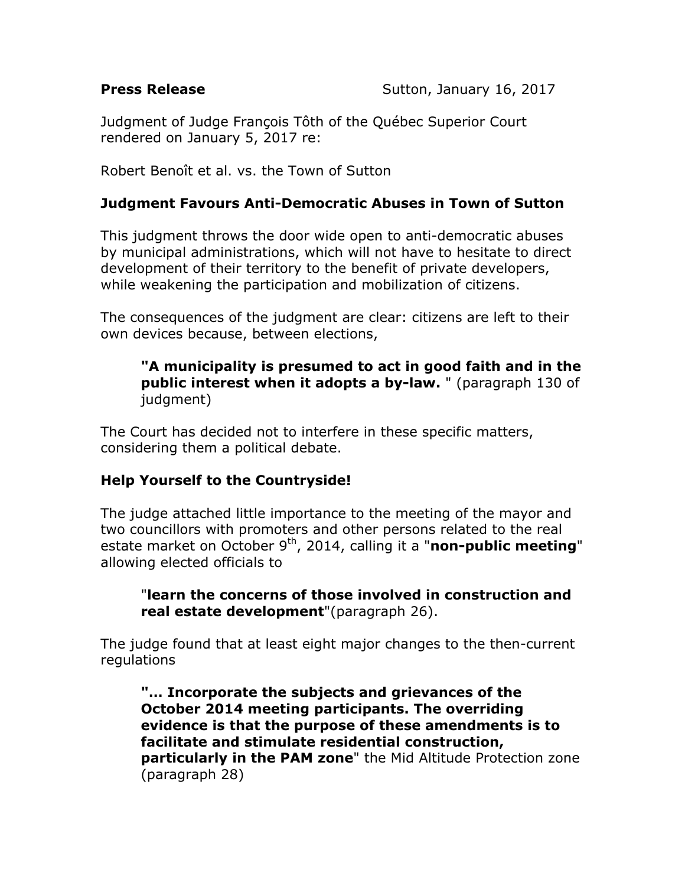**Press Release** Sutton, January 16, 2017

Judgment of Judge François Tôth of the Québec Superior Court rendered on January 5, 2017 re:

Robert Benoît et al. vs. the Town of Sutton

## Judgment Favours Anti-Democratic Abuses in Town of Sutton

This judgment throws the door wide open to anti-democratic abuses by municipal administrations, which will not have to hesitate to direct development of their territory to the benefit of private developers, while weakening the participation and mobilization of citizens.

The consequences of the judgment are clear: citizens are left to their own devices because, between elections,

> **"A municipality is presumed to act in good faith and in the public interest when it adopts a by-law.** " (paragraph 130 of judgment)

The Court has decided not to interfere in these specific matters, considering them a political debate.

## Help Yourself to the Countryside!

The judge attached little importance to the meeting of the mayor and two councillors with promoters and other persons related to the real estate market on October 9th, 2014, calling it a "**non-public meeting**" allowing elected officials to

> "**learn the concerns of those involved in construction and real estate development**"(paragraph 26).

The judge found that at least eight major changes to the then-current regulations

> **"… Incorporate the subjects and grievances of the October 2014 meeting participants. The overriding evidence is that the purpose of these amendments is to facilitate and stimulate residential construction, particularly in the PAM zone**" the Mid Altitude Protection zone (paragraph 28)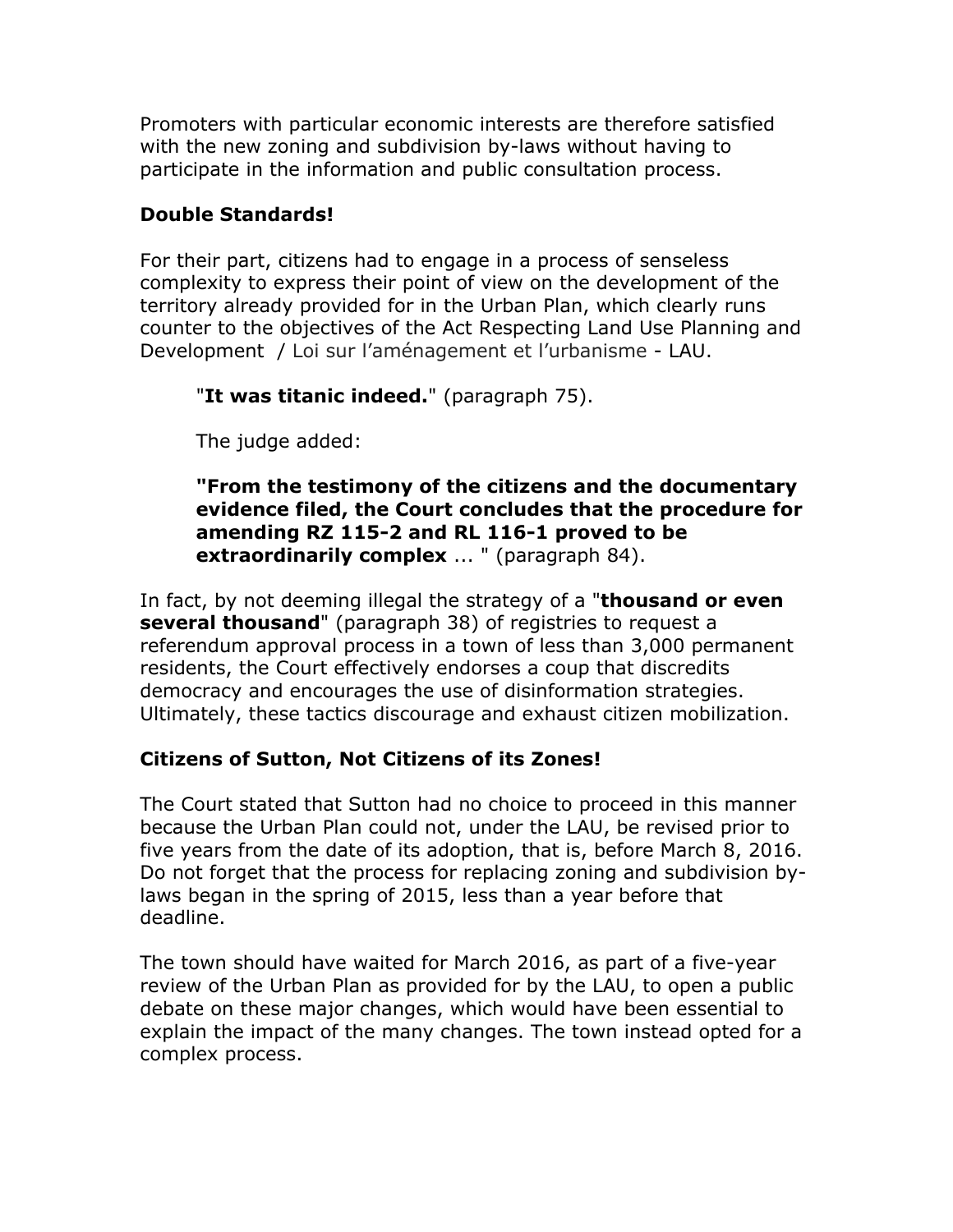Promoters with particular economic interests are therefore satisfied with the new zoning and subdivision by-laws without having to participate in the information and public consultation process.

### Double Standards!

For their part, citizens had to engage in a process of senseless complexity to express their point of view on the development of the territory already provided for in the Urban Plan, which clearly runs counter to the objectives of the Act Respecting Land Use Planning and Development / Loi sur l'aménagement et l'urbanisme - LAU.

> "**It was titanic indeed.**" (paragraph 75).
>
> The judge added:
>
> **"From the testimony of the citizens and the documentary evidence filed, the Court concludes that the procedure for amending RZ 115-2 and RL 116-1 proved to be extraordinarily complex** ... " (paragraph 84).

In fact, by not deeming illegal the strategy of a "**thousand or even several thousand**" (paragraph 38) of registries to request a referendum approval process in a town of less than 3,000 permanent residents, the Court effectively endorses a coup that discredits democracy and encourages the use of disinformation strategies. Ultimately, these tactics discourage and exhaust citizen mobilization.

### Citizens of Sutton, Not Citizens of its Zones!

The Court stated that Sutton had no choice to proceed in this manner because the Urban Plan could not, under the LAU, be revised prior to five years from the date of its adoption, that is, before March 8, 2016. Do not forget that the process for replacing zoning and subdivision by-laws began in the spring of 2015, less than a year before that deadline.

The town should have waited for March 2016, as part of a five-year review of the Urban Plan as provided for by the LAU, to open a public debate on these major changes, which would have been essential to explain the impact of the many changes. The town instead opted for a complex process.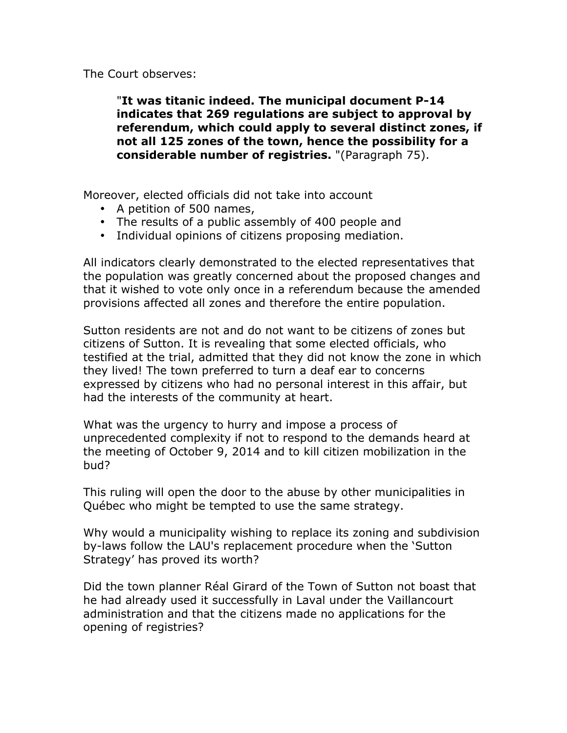The Court observes:

> "**It was titanic indeed. The municipal document P-14 indicates that 269 regulations are subject to approval by referendum, which could apply to several distinct zones, if not all 125 zones of the town, hence the possibility for a considerable number of registries.** "(Paragraph 75).

Moreover, elected officials did not take into account

- A petition of 500 names,
- The results of a public assembly of 400 people and
- Individual opinions of citizens proposing mediation.

All indicators clearly demonstrated to the elected representatives that the population was greatly concerned about the proposed changes and that it wished to vote only once in a referendum because the amended provisions affected all zones and therefore the entire population.

Sutton residents are not and do not want to be citizens of zones but citizens of Sutton. It is revealing that some elected officials, who testified at the trial, admitted that they did not know the zone in which they lived! The town preferred to turn a deaf ear to concerns expressed by citizens who had no personal interest in this affair, but had the interests of the community at heart.

What was the urgency to hurry and impose a process of unprecedented complexity if not to respond to the demands heard at the meeting of October 9, 2014 and to kill citizen mobilization in the bud?

This ruling will open the door to the abuse by other municipalities in Québec who might be tempted to use the same strategy.

Why would a municipality wishing to replace its zoning and subdivision by-laws follow the LAU's replacement procedure when the 'Sutton Strategy' has proved its worth?

Did the town planner Réal Girard of the Town of Sutton not boast that he had already used it successfully in Laval under the Vaillancourt administration and that the citizens made no applications for the opening of registries?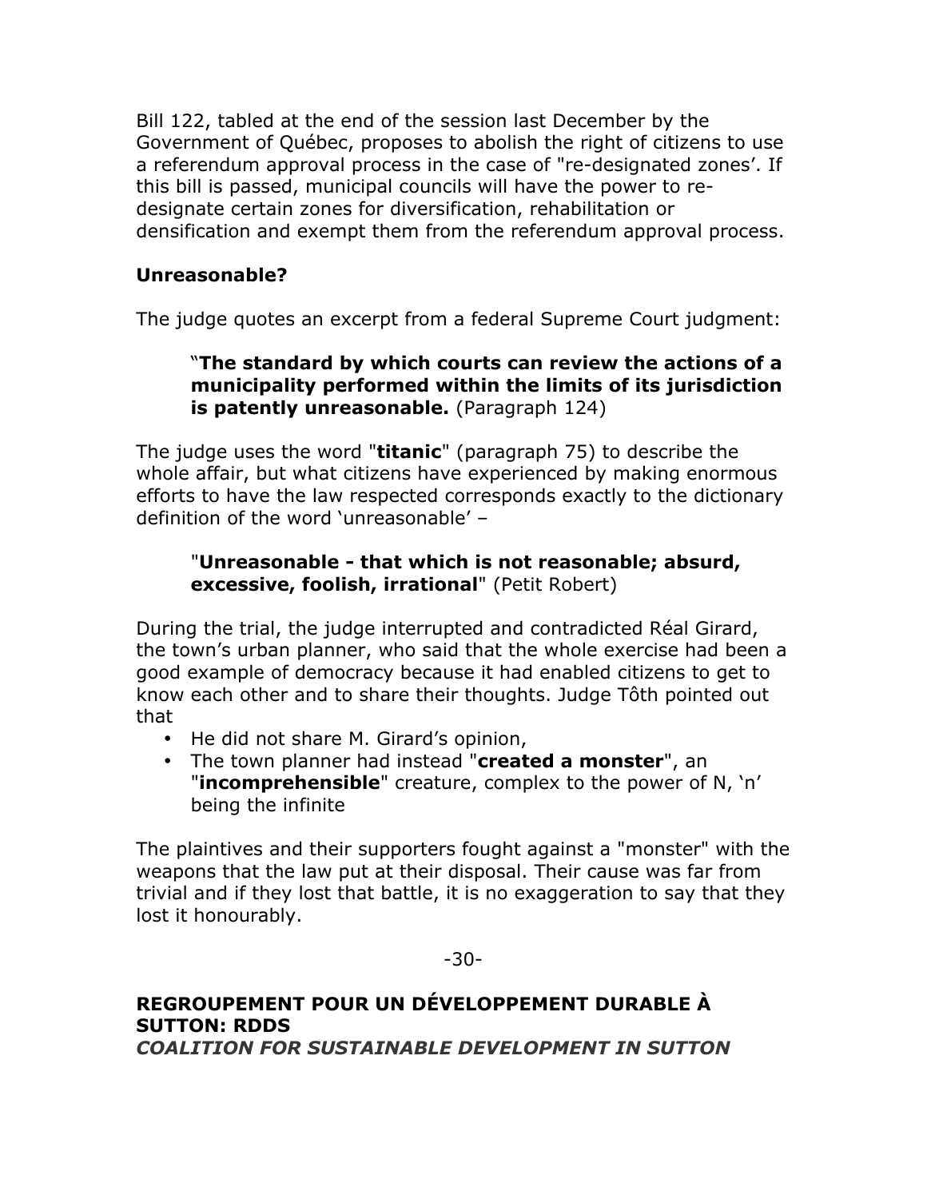Bill 122, tabled at the end of the session last December by the Government of Québec, proposes to abolish the right of citizens to use a referendum approval process in the case of "re-designated zones'. If this bill is passed, municipal councils will have the power to re-designate certain zones for diversification, rehabilitation or densification and exempt them from the referendum approval process.

## Unreasonable?

The judge quotes an excerpt from a federal Supreme Court judgment:

> "**The standard by which courts can review the actions of a municipality performed within the limits of its jurisdiction is patently unreasonable.** (Paragraph 124)

The judge uses the word "**titanic**" (paragraph 75) to describe the whole affair, but what citizens have experienced by making enormous efforts to have the law respected corresponds exactly to the dictionary definition of the word 'unreasonable' –

> "**Unreasonable - that which is not reasonable; absurd, excessive, foolish, irrational**" (Petit Robert)

During the trial, the judge interrupted and contradicted Réal Girard, the town's urban planner, who said that the whole exercise had been a good example of democracy because it had enabled citizens to get to know each other and to share their thoughts. Judge Tôth pointed out that

- He did not share M. Girard's opinion,
- The town planner had instead "**created a monster**", an "**incomprehensible**" creature, complex to the power of N, 'n' being the infinite

The plaintives and their supporters fought against a "monster" with the weapons that the law put at their disposal. Their cause was far from trivial and if they lost that battle, it is no exaggeration to say that they lost it honourably.

-30-

**REGROUPEMENT POUR UN DÉVELOPPEMENT DURABLE À SUTTON: RDDS**
***COALITION FOR SUSTAINABLE DEVELOPMENT IN SUTTON***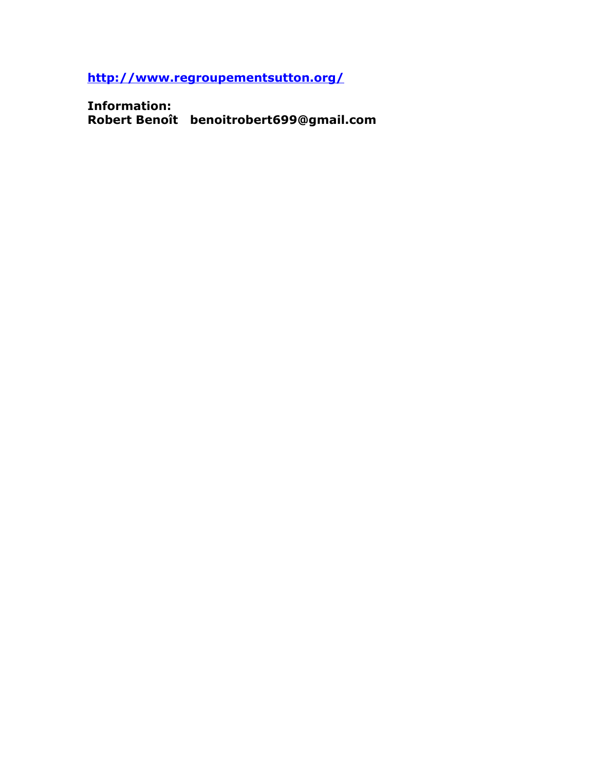**[http://www.regroupementsutton.org/](http://www.regroupementsutton.org/)**

**Information:**
**Robert Benoît   benoitrobert699@gmail.com**